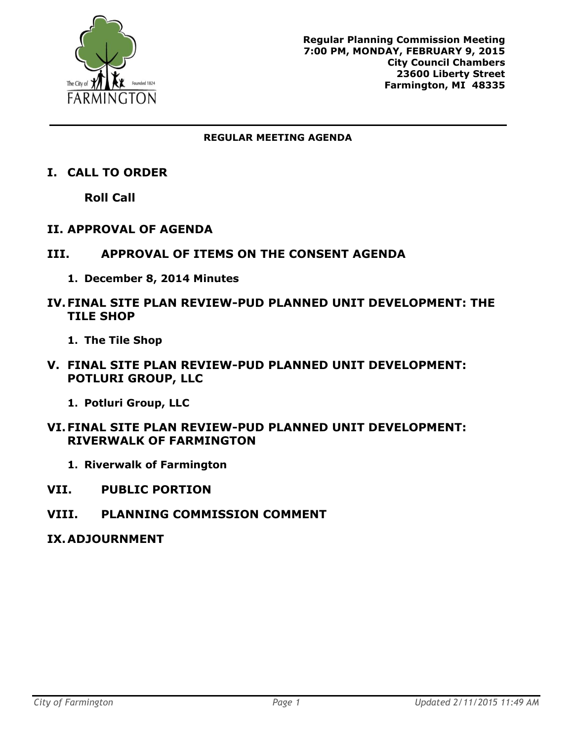Regular Planning Commission Meeting
7:00 PM, MONDAY, FEBRUARY 9, 2015
City Council Chambers
23600 Liberty Street
Farmington, MI 48335

**REGULAR MEETING AGENDA**

## I. CALL TO ORDER

**Roll Call**

## II. APPROVAL OF AGENDA

## III. APPROVAL OF ITEMS ON THE CONSENT AGENDA

1. **December 8, 2014 Minutes**

## IV. FINAL SITE PLAN REVIEW-PUD PLANNED UNIT DEVELOPMENT: THE TILE SHOP

1. **The Tile Shop**

## V. FINAL SITE PLAN REVIEW-PUD PLANNED UNIT DEVELOPMENT: POTLURI GROUP, LLC

1. **Potluri Group, LLC**

## VI. FINAL SITE PLAN REVIEW-PUD PLANNED UNIT DEVELOPMENT: RIVERWALK OF FARMINGTON

1. **Riverwalk of Farmington**

## VII. PUBLIC PORTION

## VIII. PLANNING COMMISSION COMMENT

## IX. ADJOURNMENT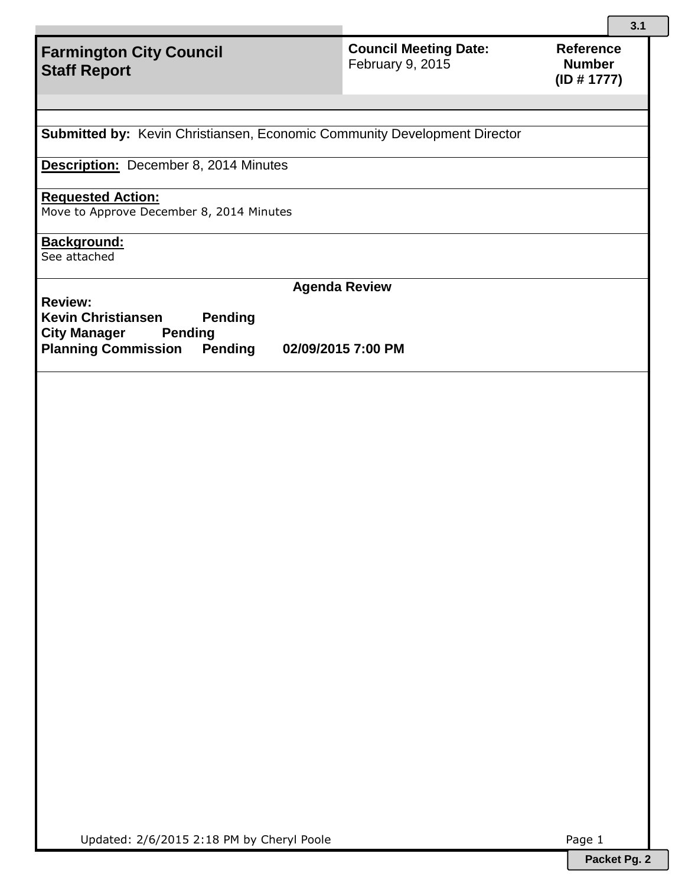**Farmington City Council**
**Staff Report**

**Council Meeting Date:** February 9, 2015

**Reference Number (ID # 1777)**

**Submitted by:** Kevin Christiansen, Economic Community Development Director

**Description:** December 8, 2014 Minutes

**Requested Action:**
Move to Approve December 8, 2014 Minutes

**Background:**
See attached

**Agenda Review**

**Review:**

| | | |
|---|---|---|
| **Kevin Christiansen** | **Pending** | |
| **City Manager** | **Pending** | |
| **Planning Commission** | **Pending** | **02/09/2015 7:00 PM** |

Updated: 2/6/2015 2:18 PM by Cheryl Poole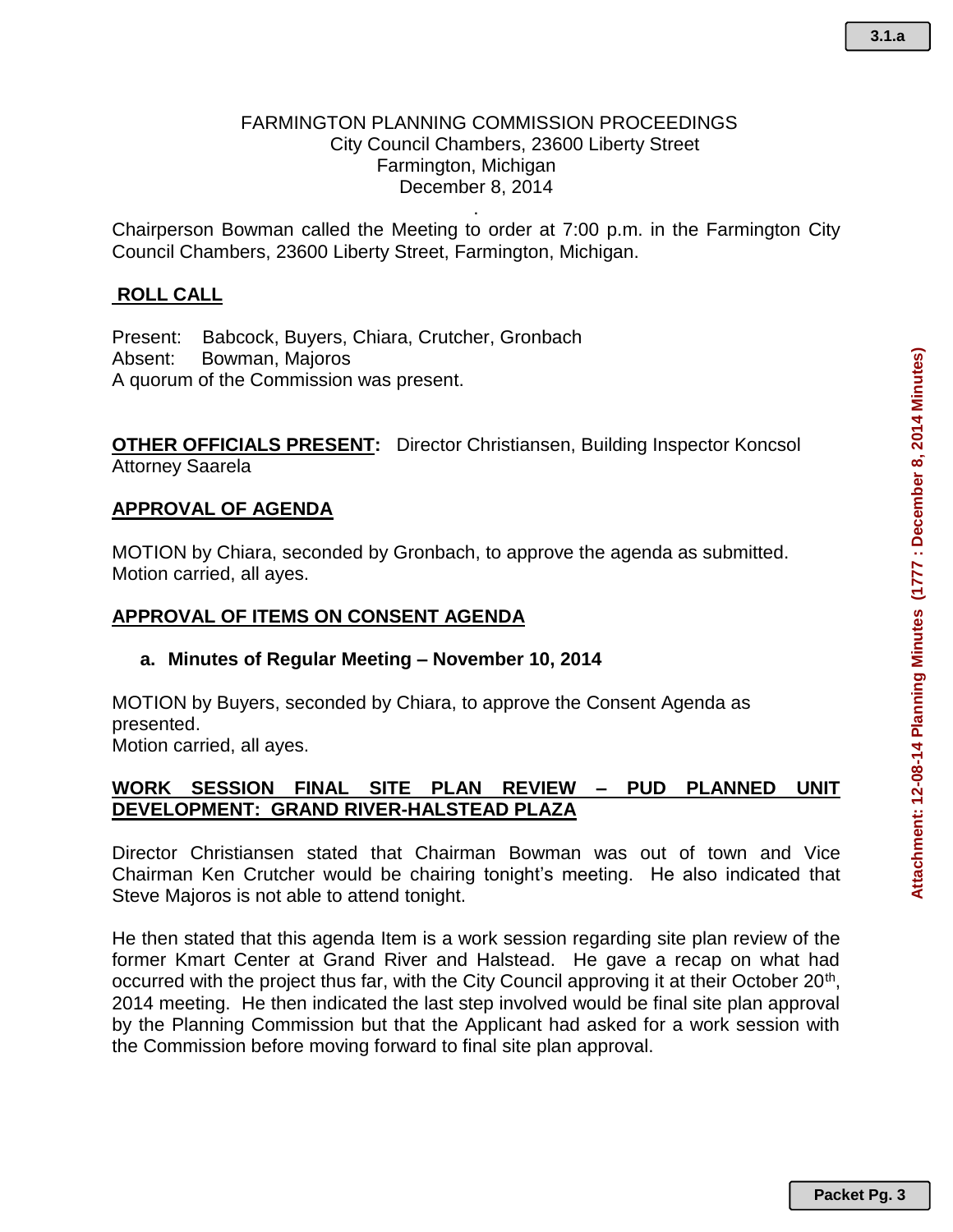FARMINGTON PLANNING COMMISSION PROCEEDINGS
City Council Chambers, 23600 Liberty Street
Farmington, Michigan
December 8, 2014

Chairperson Bowman called the Meeting to order at 7:00 p.m. in the Farmington City Council Chambers, 23600 Liberty Street, Farmington, Michigan.

## ROLL CALL

Present: Babcock, Buyers, Chiara, Crutcher, Gronbach
Absent: Bowman, Majoros
A quorum of the Commission was present.

**OTHER OFFICIALS PRESENT:** Director Christiansen, Building Inspector Koncsol Attorney Saarela

## APPROVAL OF AGENDA

MOTION by Chiara, seconded by Gronbach, to approve the agenda as submitted.
Motion carried, all ayes.

## APPROVAL OF ITEMS ON CONSENT AGENDA

**a. Minutes of Regular Meeting – November 10, 2014**

MOTION by Buyers, seconded by Chiara, to approve the Consent Agenda as presented.
Motion carried, all ayes.

## WORK SESSION FINAL SITE PLAN REVIEW – PUD PLANNED UNIT DEVELOPMENT: GRAND RIVER-HALSTEAD PLAZA

Director Christiansen stated that Chairman Bowman was out of town and Vice Chairman Ken Crutcher would be chairing tonight's meeting. He also indicated that Steve Majoros is not able to attend tonight.

He then stated that this agenda Item is a work session regarding site plan review of the former Kmart Center at Grand River and Halstead. He gave a recap on what had occurred with the project thus far, with the City Council approving it at their October 20th, 2014 meeting. He then indicated the last step involved would be final site plan approval by the Planning Commission but that the Applicant had asked for a work session with the Commission before moving forward to final site plan approval.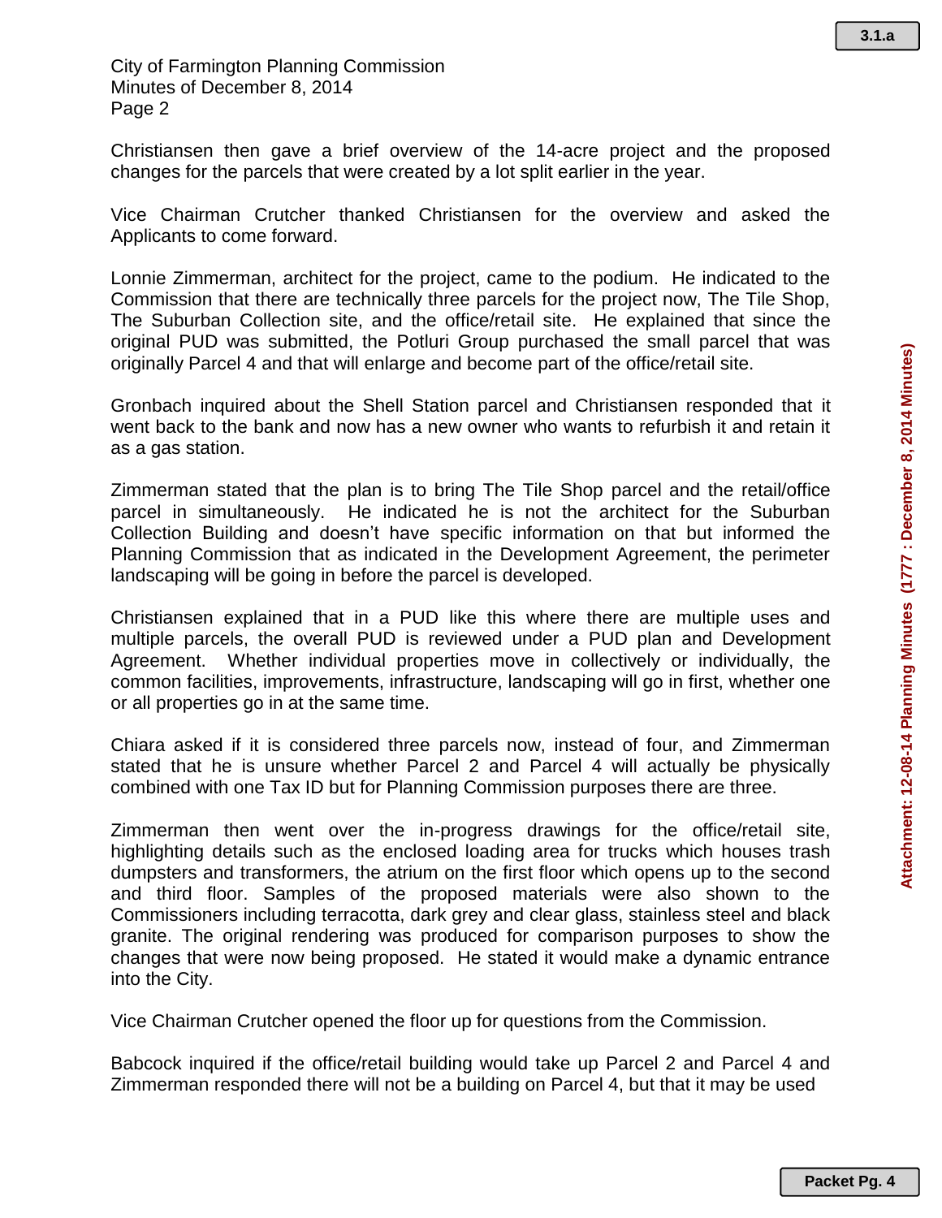Christiansen then gave a brief overview of the 14-acre project and the proposed changes for the parcels that were created by a lot split earlier in the year.

Vice Chairman Crutcher thanked Christiansen for the overview and asked the Applicants to come forward.

Lonnie Zimmerman, architect for the project, came to the podium. He indicated to the Commission that there are technically three parcels for the project now, The Tile Shop, The Suburban Collection site, and the office/retail site. He explained that since the original PUD was submitted, the Potluri Group purchased the small parcel that was originally Parcel 4 and that will enlarge and become part of the office/retail site.

Gronbach inquired about the Shell Station parcel and Christiansen responded that it went back to the bank and now has a new owner who wants to refurbish it and retain it as a gas station.

Zimmerman stated that the plan is to bring The Tile Shop parcel and the retail/office parcel in simultaneously. He indicated he is not the architect for the Suburban Collection Building and doesn't have specific information on that but informed the Planning Commission that as indicated in the Development Agreement, the perimeter landscaping will be going in before the parcel is developed.

Christiansen explained that in a PUD like this where there are multiple uses and multiple parcels, the overall PUD is reviewed under a PUD plan and Development Agreement. Whether individual properties move in collectively or individually, the common facilities, improvements, infrastructure, landscaping will go in first, whether one or all properties go in at the same time.

Chiara asked if it is considered three parcels now, instead of four, and Zimmerman stated that he is unsure whether Parcel 2 and Parcel 4 will actually be physically combined with one Tax ID but for Planning Commission purposes there are three.

Zimmerman then went over the in-progress drawings for the office/retail site, highlighting details such as the enclosed loading area for trucks which houses trash dumpsters and transformers, the atrium on the first floor which opens up to the second and third floor. Samples of the proposed materials were also shown to the Commissioners including terracotta, dark grey and clear glass, stainless steel and black granite. The original rendering was produced for comparison purposes to show the changes that were now being proposed. He stated it would make a dynamic entrance into the City.

Vice Chairman Crutcher opened the floor up for questions from the Commission.

Babcock inquired if the office/retail building would take up Parcel 2 and Parcel 4 and Zimmerman responded there will not be a building on Parcel 4, but that it may be used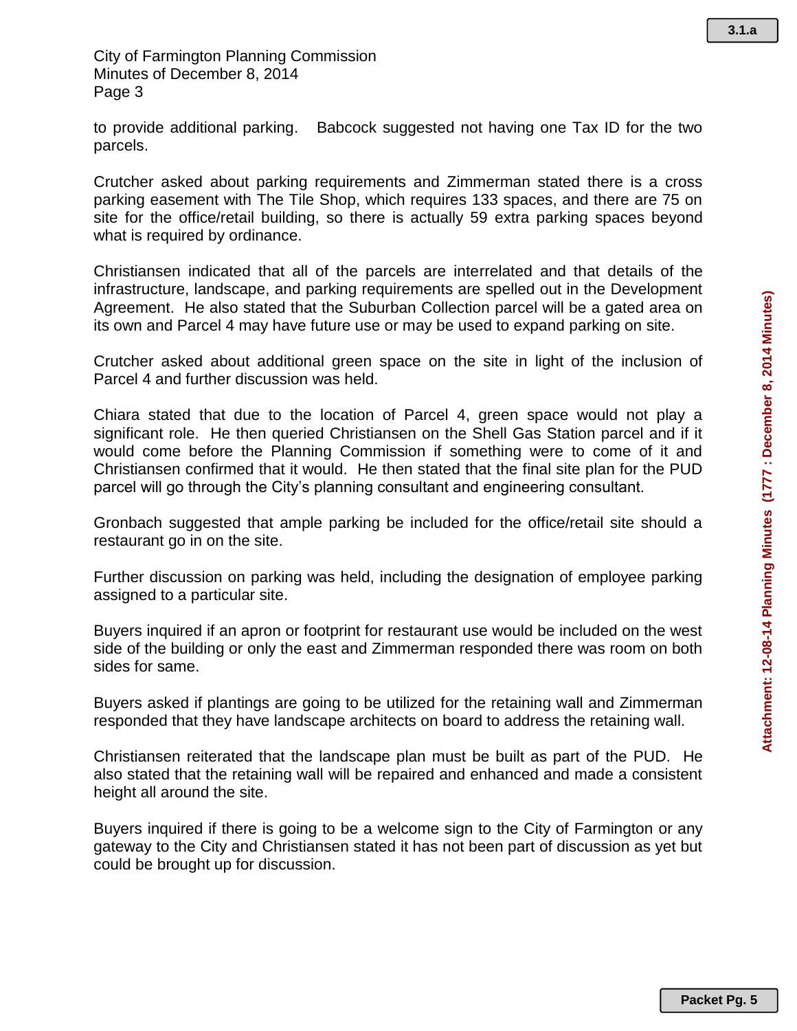to provide additional parking. Babcock suggested not having one Tax ID for the two parcels.

Crutcher asked about parking requirements and Zimmerman stated there is a cross parking easement with The Tile Shop, which requires 133 spaces, and there are 75 on site for the office/retail building, so there is actually 59 extra parking spaces beyond what is required by ordinance.

Christiansen indicated that all of the parcels are interrelated and that details of the infrastructure, landscape, and parking requirements are spelled out in the Development Agreement. He also stated that the Suburban Collection parcel will be a gated area on its own and Parcel 4 may have future use or may be used to expand parking on site.

Crutcher asked about additional green space on the site in light of the inclusion of Parcel 4 and further discussion was held.

Chiara stated that due to the location of Parcel 4, green space would not play a significant role. He then queried Christiansen on the Shell Gas Station parcel and if it would come before the Planning Commission if something were to come of it and Christiansen confirmed that it would. He then stated that the final site plan for the PUD parcel will go through the City's planning consultant and engineering consultant.

Gronbach suggested that ample parking be included for the office/retail site should a restaurant go in on the site.

Further discussion on parking was held, including the designation of employee parking assigned to a particular site.

Buyers inquired if an apron or footprint for restaurant use would be included on the west side of the building or only the east and Zimmerman responded there was room on both sides for same.

Buyers asked if plantings are going to be utilized for the retaining wall and Zimmerman responded that they have landscape architects on board to address the retaining wall.

Christiansen reiterated that the landscape plan must be built as part of the PUD. He also stated that the retaining wall will be repaired and enhanced and made a consistent height all around the site.

Buyers inquired if there is going to be a welcome sign to the City of Farmington or any gateway to the City and Christiansen stated it has not been part of discussion as yet but could be brought up for discussion.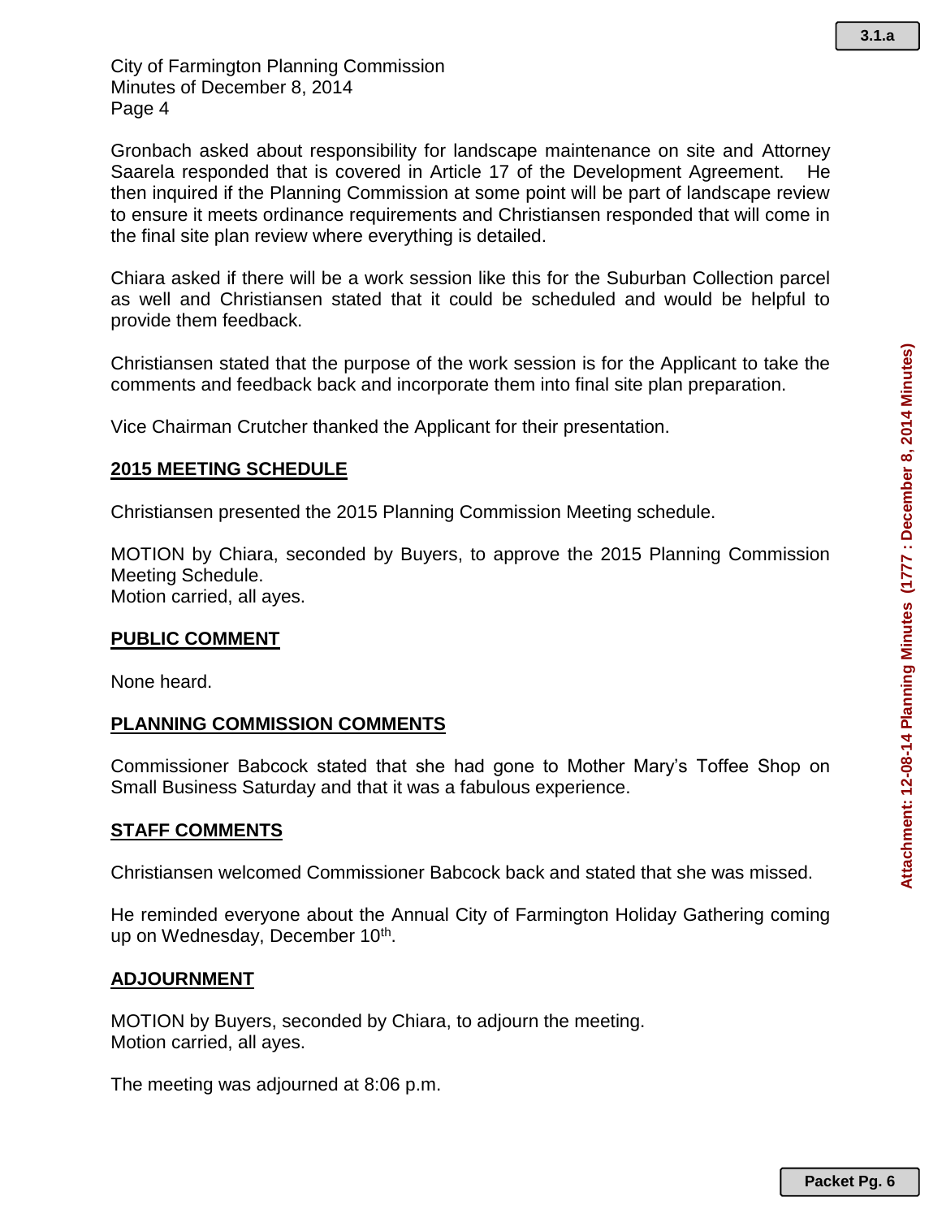Gronbach asked about responsibility for landscape maintenance on site and Attorney Saarela responded that is covered in Article 17 of the Development Agreement. He then inquired if the Planning Commission at some point will be part of landscape review to ensure it meets ordinance requirements and Christiansen responded that will come in the final site plan review where everything is detailed.

Chiara asked if there will be a work session like this for the Suburban Collection parcel as well and Christiansen stated that it could be scheduled and would be helpful to provide them feedback.

Christiansen stated that the purpose of the work session is for the Applicant to take the comments and feedback back and incorporate them into final site plan preparation.

Vice Chairman Crutcher thanked the Applicant for their presentation.

## 2015 MEETING SCHEDULE

Christiansen presented the 2015 Planning Commission Meeting schedule.

MOTION by Chiara, seconded by Buyers, to approve the 2015 Planning Commission Meeting Schedule.
Motion carried, all ayes.

## PUBLIC COMMENT

None heard.

## PLANNING COMMISSION COMMENTS

Commissioner Babcock stated that she had gone to Mother Mary's Toffee Shop on Small Business Saturday and that it was a fabulous experience.

## STAFF COMMENTS

Christiansen welcomed Commissioner Babcock back and stated that she was missed.

He reminded everyone about the Annual City of Farmington Holiday Gathering coming up on Wednesday, December 10th.

## ADJOURNMENT

MOTION by Buyers, seconded by Chiara, to adjourn the meeting.
Motion carried, all ayes.

The meeting was adjourned at 8:06 p.m.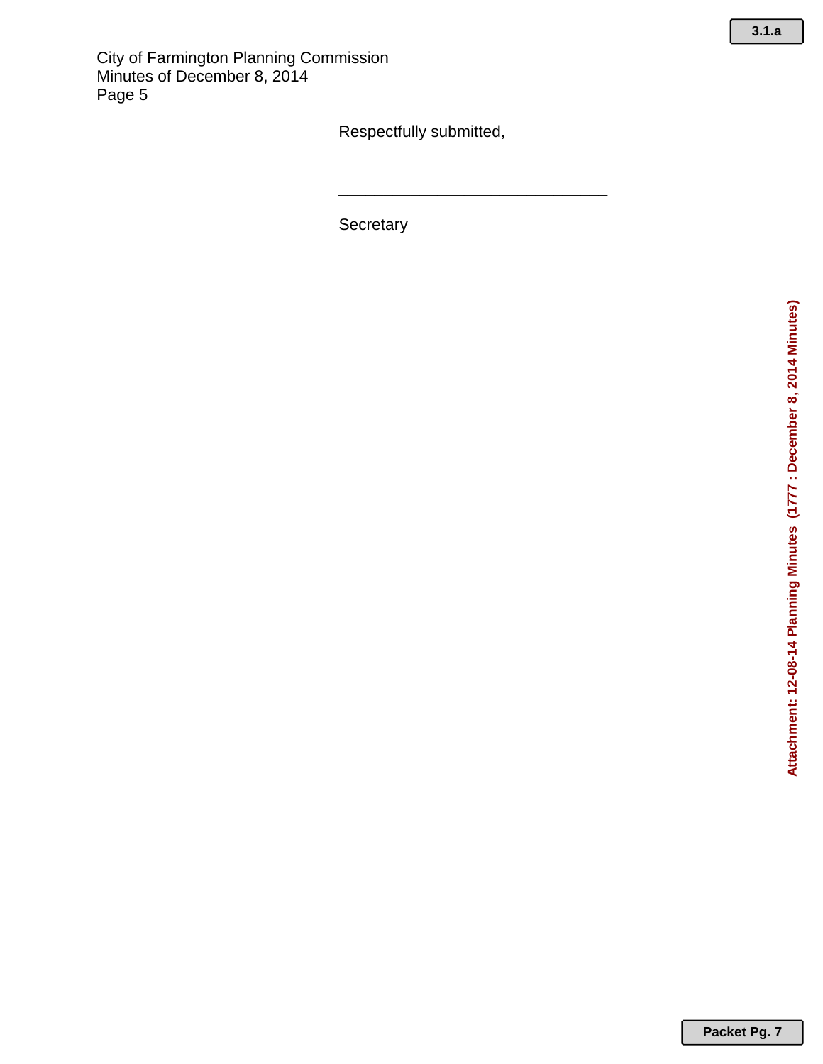Respectfully submitted,

_______________________________

Secretary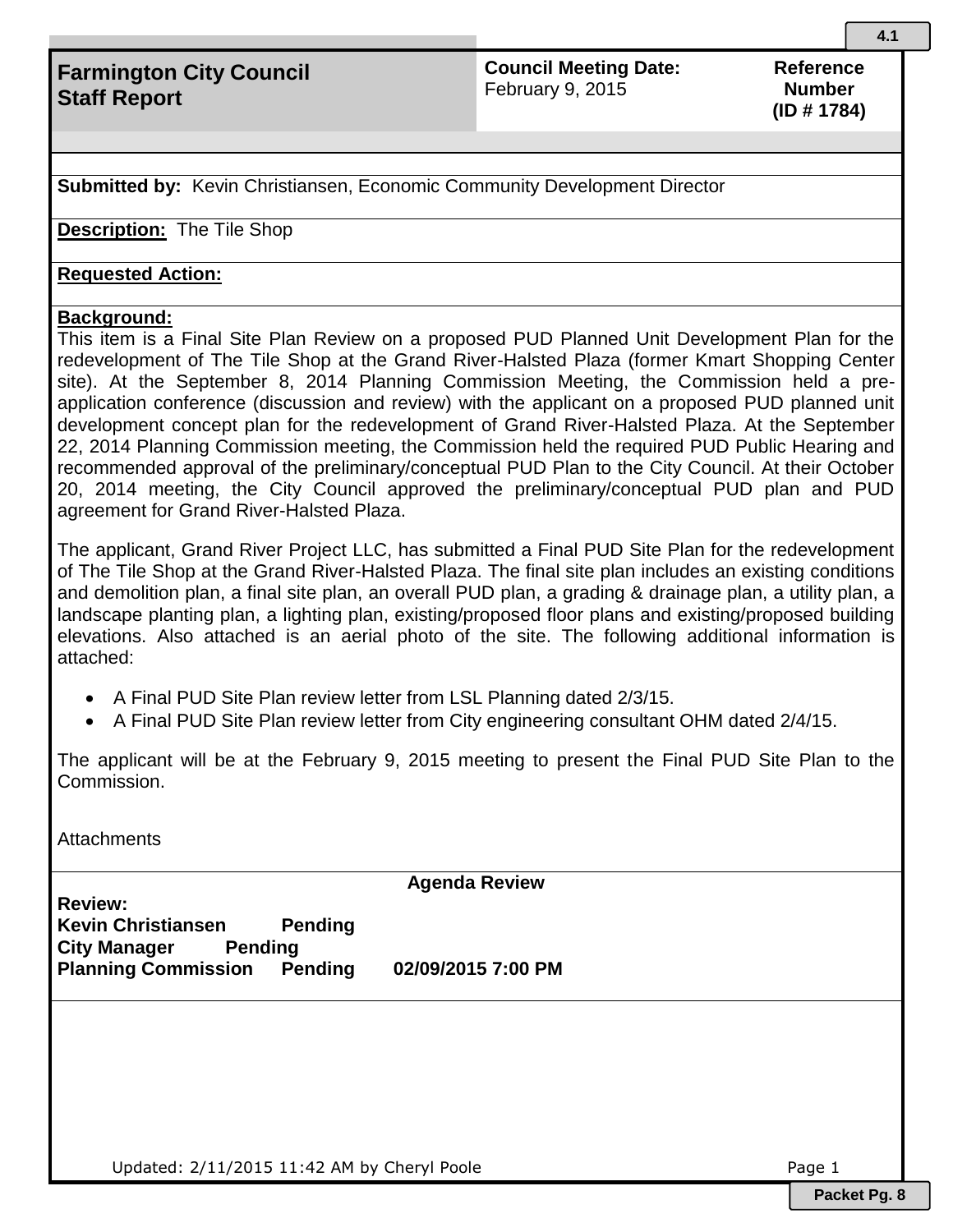# Farmington City Council Staff Report

**Council Meeting Date:** February 9, 2015

**Reference Number (ID # 1784)**

**Submitted by:** Kevin Christiansen, Economic Community Development Director

**Description:** The Tile Shop

**Requested Action:**

**Background:**

This item is a Final Site Plan Review on a proposed PUD Planned Unit Development Plan for the redevelopment of The Tile Shop at the Grand River-Halsted Plaza (former Kmart Shopping Center site). At the September 8, 2014 Planning Commission Meeting, the Commission held a pre-application conference (discussion and review) with the applicant on a proposed PUD planned unit development concept plan for the redevelopment of Grand River-Halsted Plaza. At the September 22, 2014 Planning Commission meeting, the Commission held the required PUD Public Hearing and recommended approval of the preliminary/conceptual PUD Plan to the City Council. At their October 20, 2014 meeting, the City Council approved the preliminary/conceptual PUD plan and PUD agreement for Grand River-Halsted Plaza.

The applicant, Grand River Project LLC, has submitted a Final PUD Site Plan for the redevelopment of The Tile Shop at the Grand River-Halsted Plaza. The final site plan includes an existing conditions and demolition plan, a final site plan, an overall PUD plan, a grading & drainage plan, a utility plan, a landscape planting plan, a lighting plan, existing/proposed floor plans and existing/proposed building elevations. Also attached is an aerial photo of the site. The following additional information is attached:

- A Final PUD Site Plan review letter from LSL Planning dated 2/3/15.
- A Final PUD Site Plan review letter from City engineering consultant OHM dated 2/4/15.

The applicant will be at the February 9, 2015 meeting to present the Final PUD Site Plan to the Commission.

Attachments

**Agenda Review**

**Review:**
**Kevin Christiansen Pending**
**City Manager Pending**
**Planning Commission Pending 02/09/2015 7:00 PM**

Updated: 2/11/2015 11:42 AM by Cheryl Poole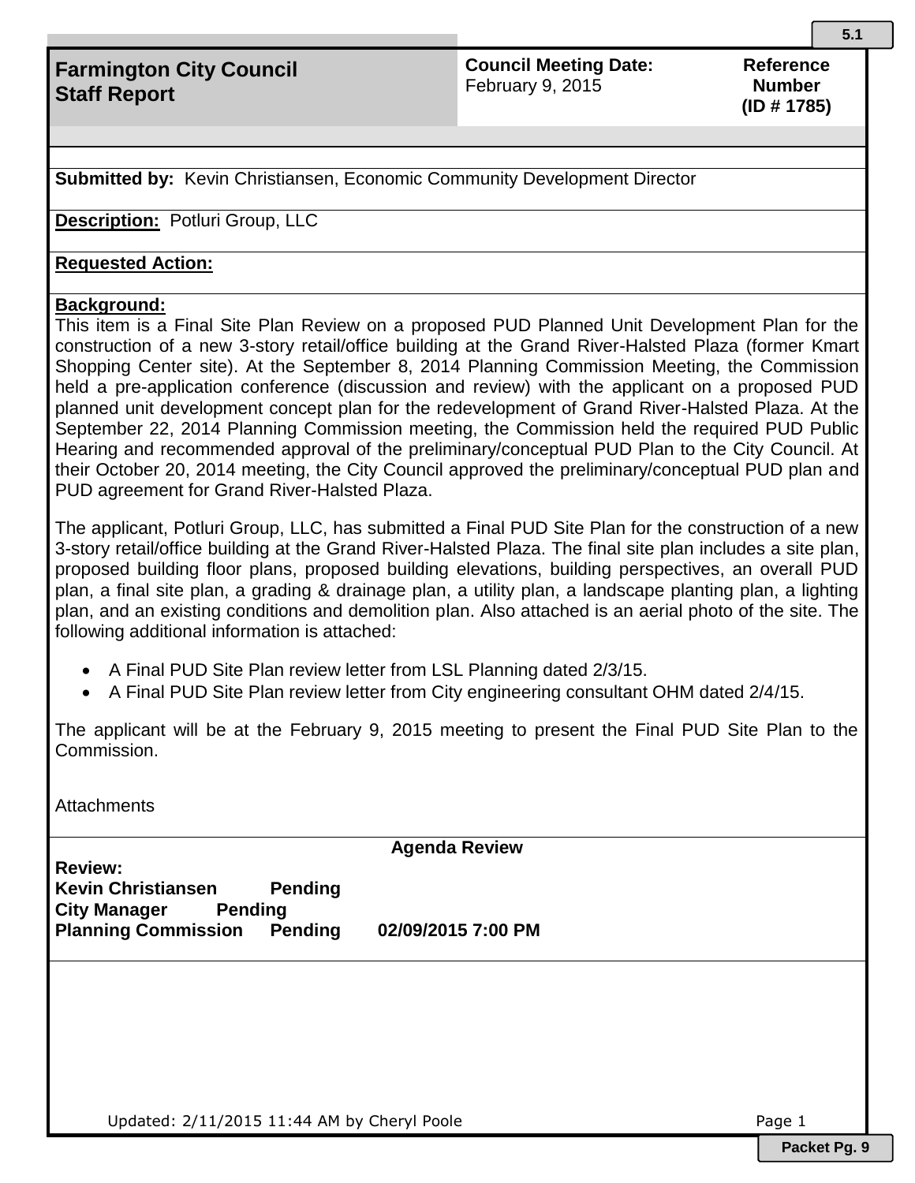# Farmington City Council Staff Report

**Council Meeting Date:** February 9, 2015

**Reference Number (ID # 1785)**

**Submitted by:** Kevin Christiansen, Economic Community Development Director

**Description:** Potluri Group, LLC

**Requested Action:**

**Background:**

This item is a Final Site Plan Review on a proposed PUD Planned Unit Development Plan for the construction of a new 3-story retail/office building at the Grand River-Halsted Plaza (former Kmart Shopping Center site). At the September 8, 2014 Planning Commission Meeting, the Commission held a pre-application conference (discussion and review) with the applicant on a proposed PUD planned unit development concept plan for the redevelopment of Grand River-Halsted Plaza. At the September 22, 2014 Planning Commission meeting, the Commission held the required PUD Public Hearing and recommended approval of the preliminary/conceptual PUD Plan to the City Council. At their October 20, 2014 meeting, the City Council approved the preliminary/conceptual PUD plan and PUD agreement for Grand River-Halsted Plaza.

The applicant, Potluri Group, LLC, has submitted a Final PUD Site Plan for the construction of a new 3-story retail/office building at the Grand River-Halsted Plaza. The final site plan includes a site plan, proposed building floor plans, proposed building elevations, building perspectives, an overall PUD plan, a final site plan, a grading & drainage plan, a utility plan, a landscape planting plan, a lighting plan, and an existing conditions and demolition plan. Also attached is an aerial photo of the site. The following additional information is attached:

- A Final PUD Site Plan review letter from LSL Planning dated 2/3/15.
- A Final PUD Site Plan review letter from City engineering consultant OHM dated 2/4/15.

The applicant will be at the February 9, 2015 meeting to present the Final PUD Site Plan to the Commission.

Attachments

**Agenda Review**

**Review:**
**Kevin Christiansen Pending**
**City Manager Pending**
**Planning Commission Pending 02/09/2015 7:00 PM**

Updated: 2/11/2015 11:44 AM by Cheryl Poole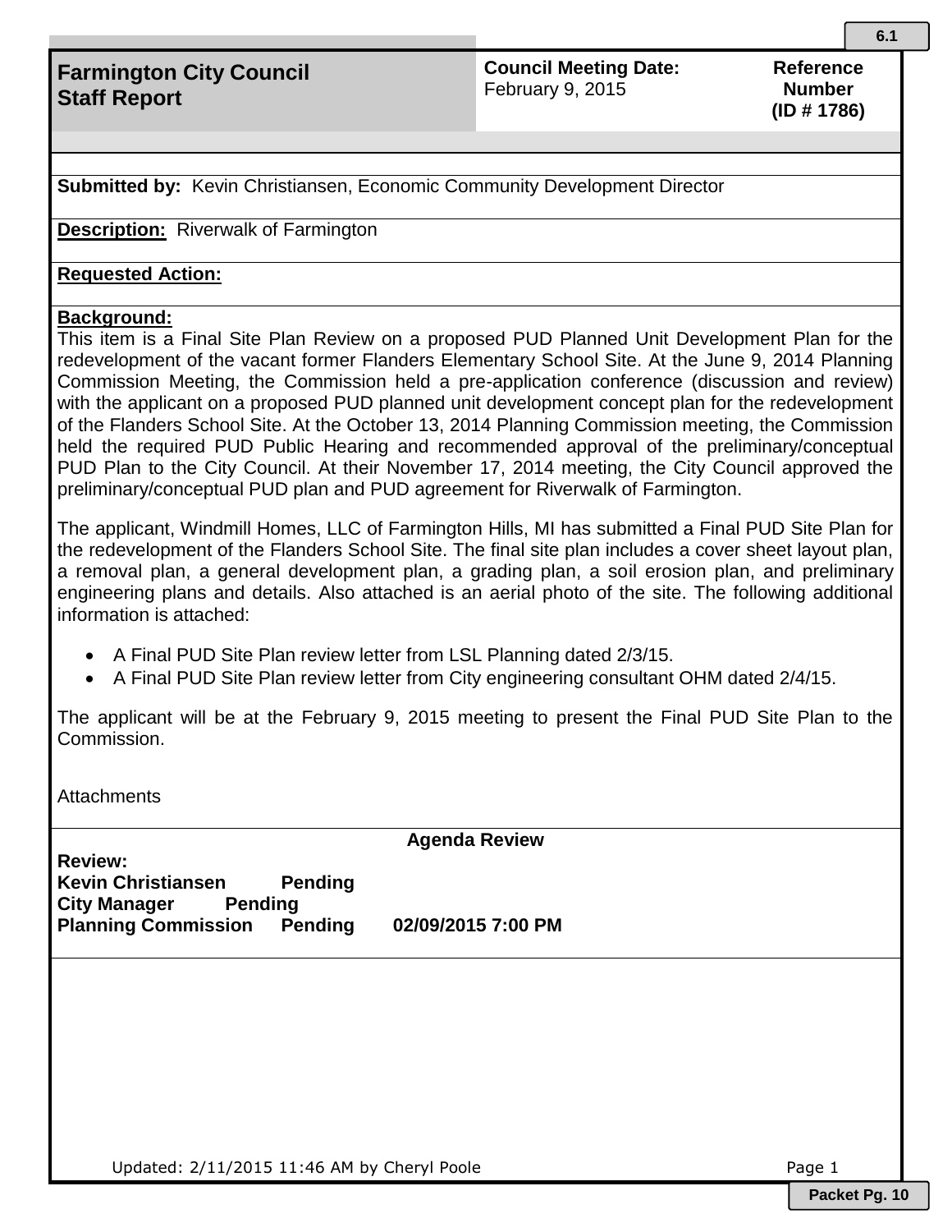# Farmington City Council Staff Report

**Council Meeting Date:** February 9, 2015

**Reference Number (ID # 1786)**

**Submitted by:** Kevin Christiansen, Economic Community Development Director

**Description:** Riverwalk of Farmington

**Requested Action:**

**Background:**

This item is a Final Site Plan Review on a proposed PUD Planned Unit Development Plan for the redevelopment of the vacant former Flanders Elementary School Site. At the June 9, 2014 Planning Commission Meeting, the Commission held a pre-application conference (discussion and review) with the applicant on a proposed PUD planned unit development concept plan for the redevelopment of the Flanders School Site. At the October 13, 2014 Planning Commission meeting, the Commission held the required PUD Public Hearing and recommended approval of the preliminary/conceptual PUD Plan to the City Council. At their November 17, 2014 meeting, the City Council approved the preliminary/conceptual PUD plan and PUD agreement for Riverwalk of Farmington.

The applicant, Windmill Homes, LLC of Farmington Hills, MI has submitted a Final PUD Site Plan for the redevelopment of the Flanders School Site. The final site plan includes a cover sheet layout plan, a removal plan, a general development plan, a grading plan, a soil erosion plan, and preliminary engineering plans and details. Also attached is an aerial photo of the site. The following additional information is attached:

- A Final PUD Site Plan review letter from LSL Planning dated 2/3/15.
- A Final PUD Site Plan review letter from City engineering consultant OHM dated 2/4/15.

The applicant will be at the February 9, 2015 meeting to present the Final PUD Site Plan to the Commission.

Attachments

**Agenda Review**

**Review:**

**Kevin Christiansen Pending**

**City Manager Pending**

**Planning Commission Pending 02/09/2015 7:00 PM**

Updated: 2/11/2015 11:46 AM by Cheryl Poole